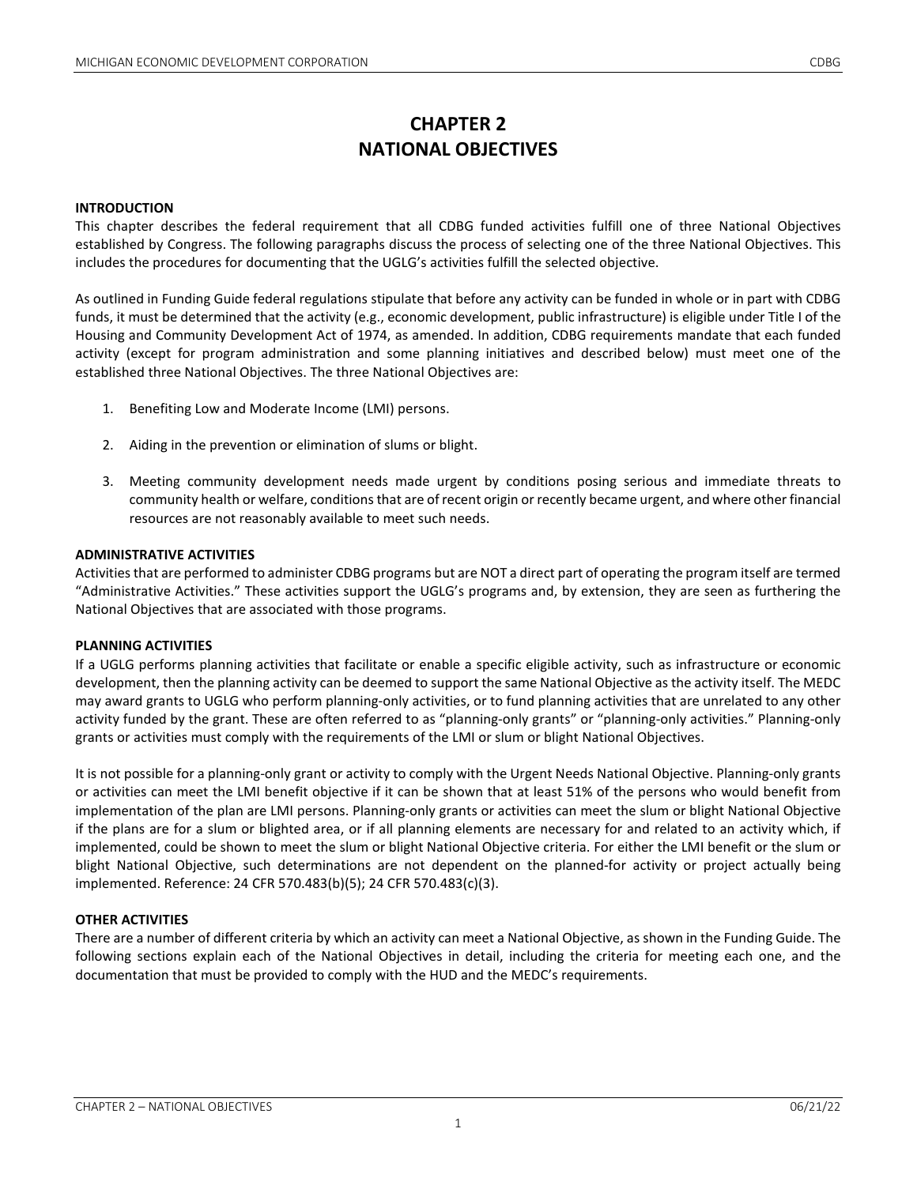# CHAPTER 2
# NATIONAL OBJECTIVES

**INTRODUCTION**

This chapter describes the federal requirement that all CDBG funded activities fulfill one of three National Objectives established by Congress. The following paragraphs discuss the process of selecting one of the three National Objectives. This includes the procedures for documenting that the UGLG's activities fulfill the selected objective.

As outlined in Funding Guide federal regulations stipulate that before any activity can be funded in whole or in part with CDBG funds, it must be determined that the activity (e.g., economic development, public infrastructure) is eligible under Title I of the Housing and Community Development Act of 1974, as amended. In addition, CDBG requirements mandate that each funded activity (except for program administration and some planning initiatives and described below) must meet one of the established three National Objectives. The three National Objectives are:

1. Benefiting Low and Moderate Income (LMI) persons.

2. Aiding in the prevention or elimination of slums or blight.

3. Meeting community development needs made urgent by conditions posing serious and immediate threats to community health or welfare, conditions that are of recent origin or recently became urgent, and where other financial resources are not reasonably available to meet such needs.

**ADMINISTRATIVE ACTIVITIES**

Activities that are performed to administer CDBG programs but are NOT a direct part of operating the program itself are termed "Administrative Activities." These activities support the UGLG's programs and, by extension, they are seen as furthering the National Objectives that are associated with those programs.

**PLANNING ACTIVITIES**

If a UGLG performs planning activities that facilitate or enable a specific eligible activity, such as infrastructure or economic development, then the planning activity can be deemed to support the same National Objective as the activity itself. The MEDC may award grants to UGLG who perform planning-only activities, or to fund planning activities that are unrelated to any other activity funded by the grant. These are often referred to as "planning-only grants" or "planning-only activities." Planning-only grants or activities must comply with the requirements of the LMI or slum or blight National Objectives.

It is not possible for a planning-only grant or activity to comply with the Urgent Needs National Objective. Planning-only grants or activities can meet the LMI benefit objective if it can be shown that at least 51% of the persons who would benefit from implementation of the plan are LMI persons. Planning-only grants or activities can meet the slum or blight National Objective if the plans are for a slum or blighted area, or if all planning elements are necessary for and related to an activity which, if implemented, could be shown to meet the slum or blight National Objective criteria. For either the LMI benefit or the slum or blight National Objective, such determinations are not dependent on the planned-for activity or project actually being implemented. Reference: 24 CFR 570.483(b)(5); 24 CFR 570.483(c)(3).

**OTHER ACTIVITIES**

There are a number of different criteria by which an activity can meet a National Objective, as shown in the Funding Guide. The following sections explain each of the National Objectives in detail, including the criteria for meeting each one, and the documentation that must be provided to comply with the HUD and the MEDC's requirements.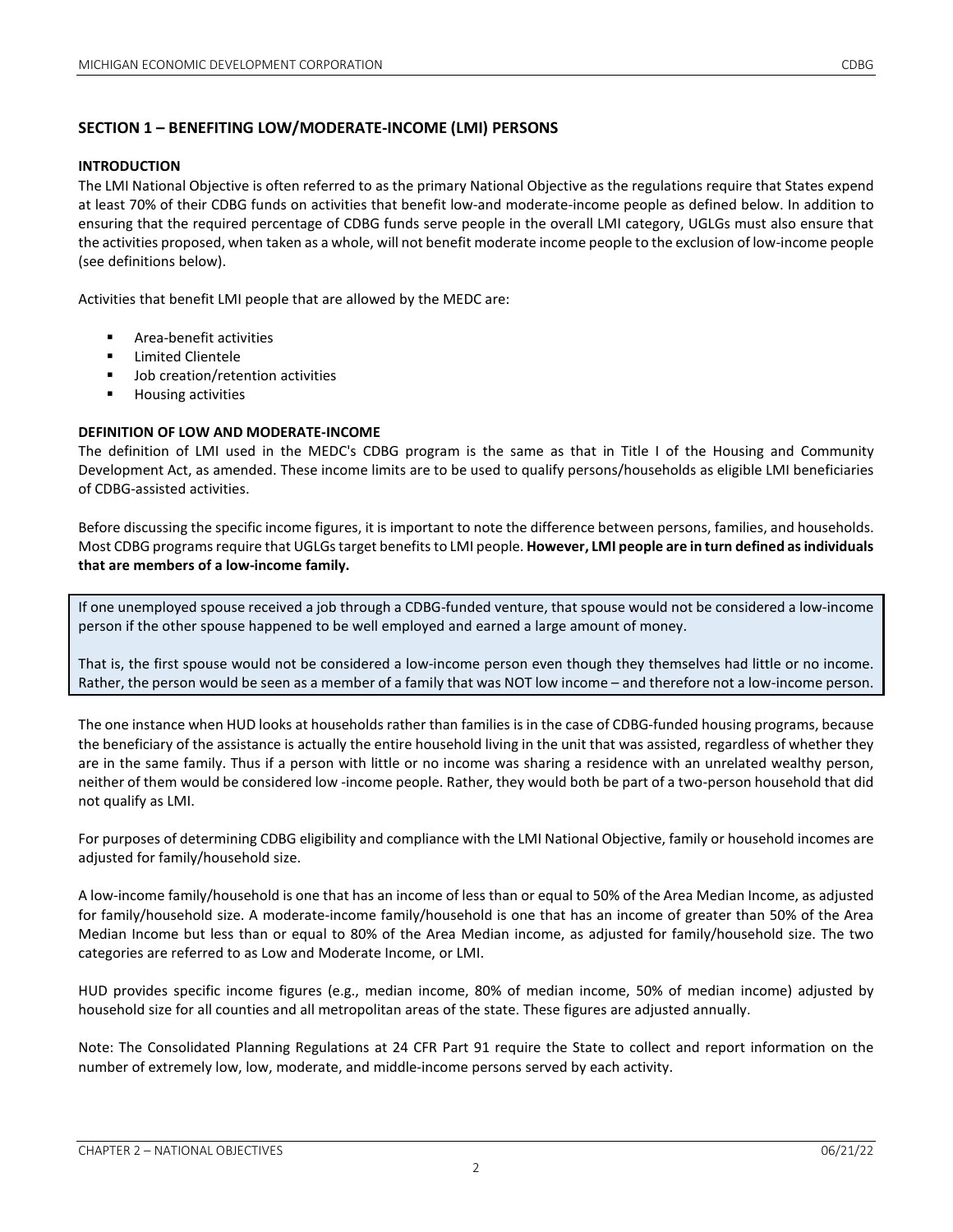## SECTION 1 – BENEFITING LOW/MODERATE-INCOME (LMI) PERSONS

### INTRODUCTION

The LMI National Objective is often referred to as the primary National Objective as the regulations require that States expend at least 70% of their CDBG funds on activities that benefit low-and moderate-income people as defined below. In addition to ensuring that the required percentage of CDBG funds serve people in the overall LMI category, UGLGs must also ensure that the activities proposed, when taken as a whole, will not benefit moderate income people to the exclusion of low-income people (see definitions below).

Activities that benefit LMI people that are allowed by the MEDC are:

- Area-benefit activities
- Limited Clientele
- Job creation/retention activities
- Housing activities

### DEFINITION OF LOW AND MODERATE-INCOME

The definition of LMI used in the MEDC's CDBG program is the same as that in Title I of the Housing and Community Development Act, as amended. These income limits are to be used to qualify persons/households as eligible LMI beneficiaries of CDBG-assisted activities.

Before discussing the specific income figures, it is important to note the difference between persons, families, and households. Most CDBG programs require that UGLGs target benefits to LMI people. **However, LMI people are in turn defined as individuals that are members of a low-income family.**

> If one unemployed spouse received a job through a CDBG-funded venture, that spouse would not be considered a low-income person if the other spouse happened to be well employed and earned a large amount of money.
>
> That is, the first spouse would not be considered a low-income person even though they themselves had little or no income. Rather, the person would be seen as a member of a family that was NOT low income – and therefore not a low-income person.

The one instance when HUD looks at households rather than families is in the case of CDBG-funded housing programs, because the beneficiary of the assistance is actually the entire household living in the unit that was assisted, regardless of whether they are in the same family. Thus if a person with little or no income was sharing a residence with an unrelated wealthy person, neither of them would be considered low -income people. Rather, they would both be part of a two-person household that did not qualify as LMI.

For purposes of determining CDBG eligibility and compliance with the LMI National Objective, family or household incomes are adjusted for family/household size.

A low-income family/household is one that has an income of less than or equal to 50% of the Area Median Income, as adjusted for family/household size. A moderate-income family/household is one that has an income of greater than 50% of the Area Median Income but less than or equal to 80% of the Area Median income, as adjusted for family/household size. The two categories are referred to as Low and Moderate Income, or LMI.

HUD provides specific income figures (e.g., median income, 80% of median income, 50% of median income) adjusted by household size for all counties and all metropolitan areas of the state. These figures are adjusted annually.

Note: The Consolidated Planning Regulations at 24 CFR Part 91 require the State to collect and report information on the number of extremely low, low, moderate, and middle-income persons served by each activity.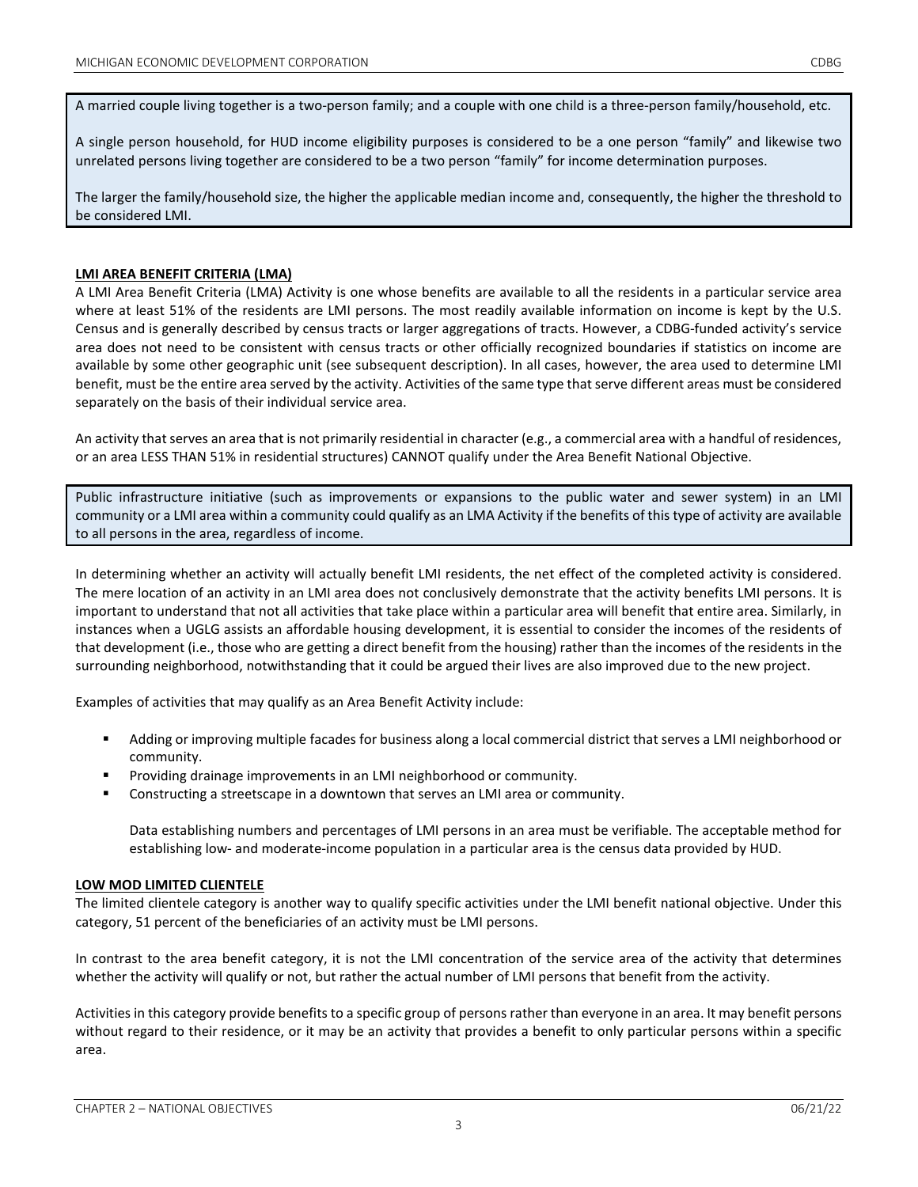A married couple living together is a two-person family; and a couple with one child is a three-person family/household, etc.

A single person household, for HUD income eligibility purposes is considered to be a one person "family" and likewise two unrelated persons living together are considered to be a two person "family" for income determination purposes.

The larger the family/household size, the higher the applicable median income and, consequently, the higher the threshold to be considered LMI.

**LMI AREA BENEFIT CRITERIA (LMA)**

A LMI Area Benefit Criteria (LMA) Activity is one whose benefits are available to all the residents in a particular service area where at least 51% of the residents are LMI persons. The most readily available information on income is kept by the U.S. Census and is generally described by census tracts or larger aggregations of tracts. However, a CDBG-funded activity's service area does not need to be consistent with census tracts or other officially recognized boundaries if statistics on income are available by some other geographic unit (see subsequent description). In all cases, however, the area used to determine LMI benefit, must be the entire area served by the activity. Activities of the same type that serve different areas must be considered separately on the basis of their individual service area.

An activity that serves an area that is not primarily residential in character (e.g., a commercial area with a handful of residences, or an area LESS THAN 51% in residential structures) CANNOT qualify under the Area Benefit National Objective.

Public infrastructure initiative (such as improvements or expansions to the public water and sewer system) in an LMI community or a LMI area within a community could qualify as an LMA Activity if the benefits of this type of activity are available to all persons in the area, regardless of income.

In determining whether an activity will actually benefit LMI residents, the net effect of the completed activity is considered. The mere location of an activity in an LMI area does not conclusively demonstrate that the activity benefits LMI persons. It is important to understand that not all activities that take place within a particular area will benefit that entire area. Similarly, in instances when a UGLG assists an affordable housing development, it is essential to consider the incomes of the residents of that development (i.e., those who are getting a direct benefit from the housing) rather than the incomes of the residents in the surrounding neighborhood, notwithstanding that it could be argued their lives are also improved due to the new project.

Examples of activities that may qualify as an Area Benefit Activity include:

- Adding or improving multiple facades for business along a local commercial district that serves a LMI neighborhood or community.
- Providing drainage improvements in an LMI neighborhood or community.
- Constructing a streetscape in a downtown that serves an LMI area or community.

  Data establishing numbers and percentages of LMI persons in an area must be verifiable. The acceptable method for establishing low- and moderate-income population in a particular area is the census data provided by HUD.

**LOW MOD LIMITED CLIENTELE**

The limited clientele category is another way to qualify specific activities under the LMI benefit national objective. Under this category, 51 percent of the beneficiaries of an activity must be LMI persons.

In contrast to the area benefit category, it is not the LMI concentration of the service area of the activity that determines whether the activity will qualify or not, but rather the actual number of LMI persons that benefit from the activity.

Activities in this category provide benefits to a specific group of persons rather than everyone in an area. It may benefit persons without regard to their residence, or it may be an activity that provides a benefit to only particular persons within a specific area.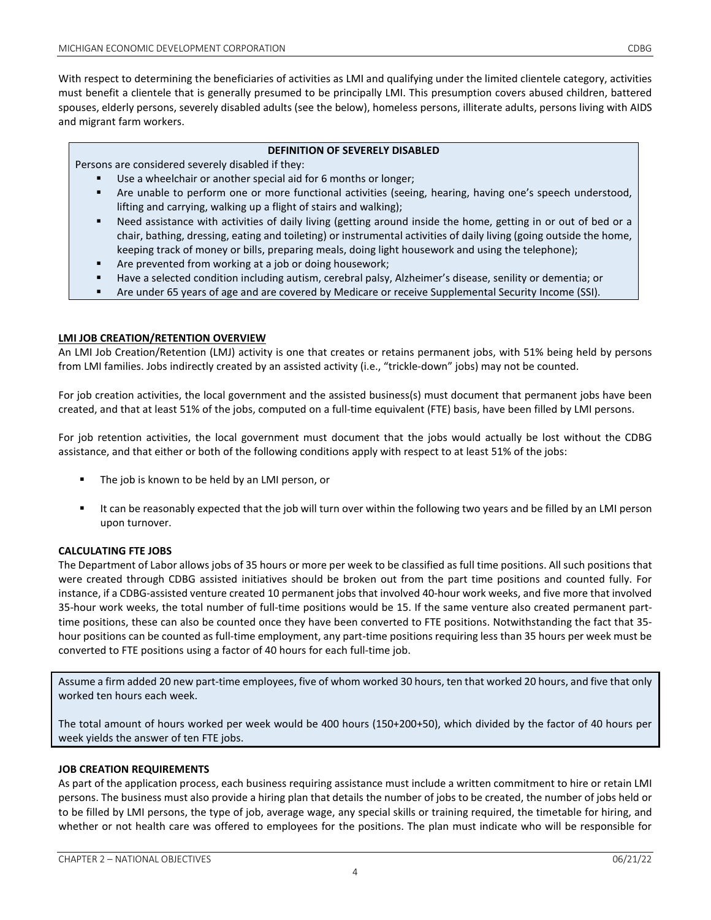With respect to determining the beneficiaries of activities as LMI and qualifying under the limited clientele category, activities must benefit a clientele that is generally presumed to be principally LMI. This presumption covers abused children, battered spouses, elderly persons, severely disabled adults (see the below), homeless persons, illiterate adults, persons living with AIDS and migrant farm workers.

**DEFINITION OF SEVERELY DISABLED**

Persons are considered severely disabled if they:

- Use a wheelchair or another special aid for 6 months or longer;
- Are unable to perform one or more functional activities (seeing, hearing, having one's speech understood, lifting and carrying, walking up a flight of stairs and walking);
- Need assistance with activities of daily living (getting around inside the home, getting in or out of bed or a chair, bathing, dressing, eating and toileting) or instrumental activities of daily living (going outside the home, keeping track of money or bills, preparing meals, doing light housework and using the telephone);
- Are prevented from working at a job or doing housework;
- Have a selected condition including autism, cerebral palsy, Alzheimer's disease, senility or dementia; or
- Are under 65 years of age and are covered by Medicare or receive Supplemental Security Income (SSI).

## LMI JOB CREATION/RETENTION OVERVIEW

An LMI Job Creation/Retention (LMJ) activity is one that creates or retains permanent jobs, with 51% being held by persons from LMI families. Jobs indirectly created by an assisted activity (i.e., "trickle-down" jobs) may not be counted.

For job creation activities, the local government and the assisted business(s) must document that permanent jobs have been created, and that at least 51% of the jobs, computed on a full-time equivalent (FTE) basis, have been filled by LMI persons.

For job retention activities, the local government must document that the jobs would actually be lost without the CDBG assistance, and that either or both of the following conditions apply with respect to at least 51% of the jobs:

- The job is known to be held by an LMI person, or
- It can be reasonably expected that the job will turn over within the following two years and be filled by an LMI person upon turnover.

### CALCULATING FTE JOBS

The Department of Labor allows jobs of 35 hours or more per week to be classified as full time positions. All such positions that were created through CDBG assisted initiatives should be broken out from the part time positions and counted fully. For instance, if a CDBG-assisted venture created 10 permanent jobs that involved 40-hour work weeks, and five more that involved 35-hour work weeks, the total number of full-time positions would be 15. If the same venture also created permanent part-time positions, these can also be counted once they have been converted to FTE positions. Notwithstanding the fact that 35-hour positions can be counted as full-time employment, any part-time positions requiring less than 35 hours per week must be converted to FTE positions using a factor of 40 hours for each full-time job.

Assume a firm added 20 new part-time employees, five of whom worked 30 hours, ten that worked 20 hours, and five that only worked ten hours each week.

The total amount of hours worked per week would be 400 hours (150+200+50), which divided by the factor of 40 hours per week yields the answer of ten FTE jobs.

### JOB CREATION REQUIREMENTS

As part of the application process, each business requiring assistance must include a written commitment to hire or retain LMI persons. The business must also provide a hiring plan that details the number of jobs to be created, the number of jobs held or to be filled by LMI persons, the type of job, average wage, any special skills or training required, the timetable for hiring, and whether or not health care was offered to employees for the positions. The plan must indicate who will be responsible for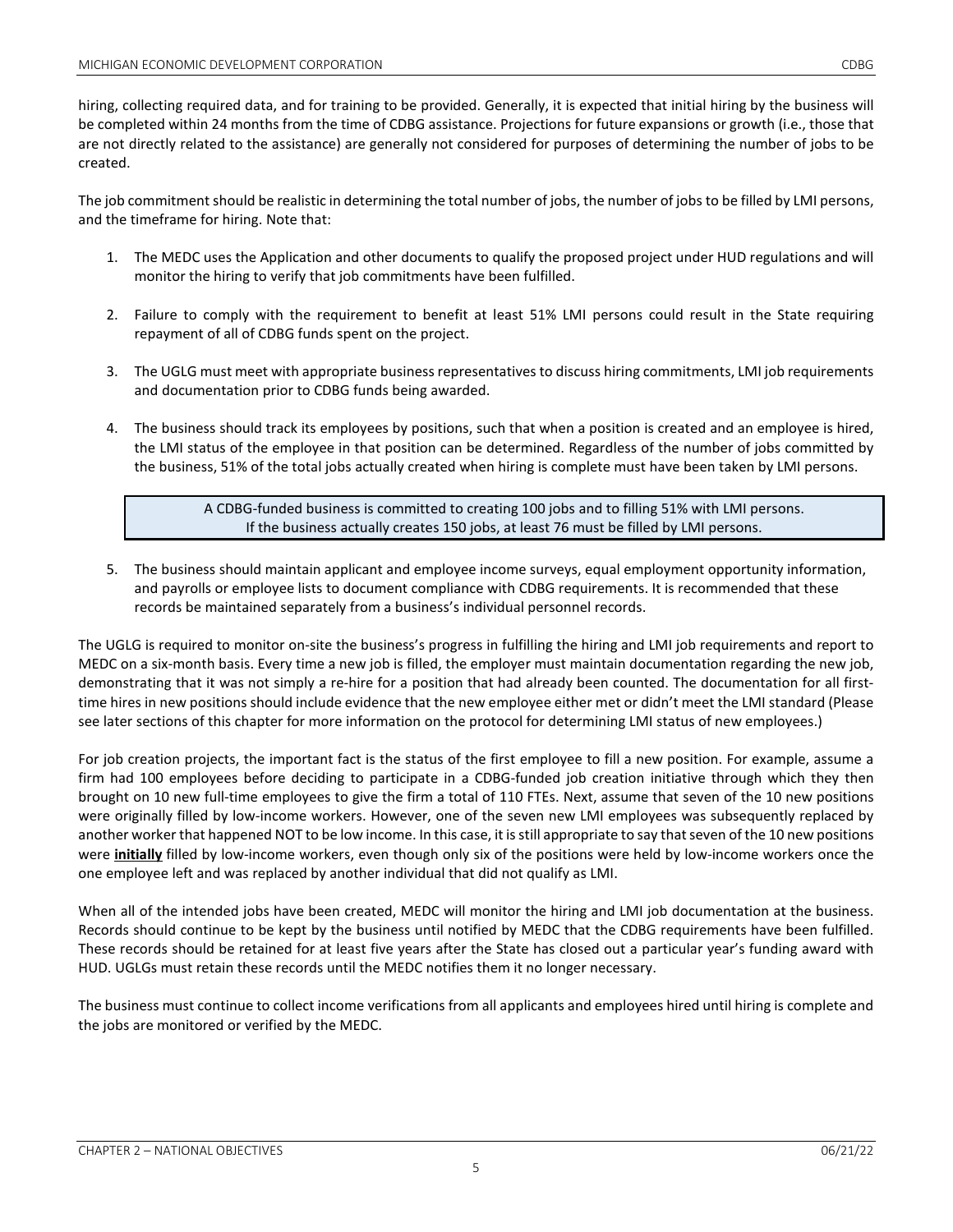hiring, collecting required data, and for training to be provided. Generally, it is expected that initial hiring by the business will be completed within 24 months from the time of CDBG assistance. Projections for future expansions or growth (i.e., those that are not directly related to the assistance) are generally not considered for purposes of determining the number of jobs to be created.

The job commitment should be realistic in determining the total number of jobs, the number of jobs to be filled by LMI persons, and the timeframe for hiring. Note that:

1. The MEDC uses the Application and other documents to qualify the proposed project under HUD regulations and will monitor the hiring to verify that job commitments have been fulfilled.

2. Failure to comply with the requirement to benefit at least 51% LMI persons could result in the State requiring repayment of all of CDBG funds spent on the project.

3. The UGLG must meet with appropriate business representatives to discuss hiring commitments, LMI job requirements and documentation prior to CDBG funds being awarded.

4. The business should track its employees by positions, such that when a position is created and an employee is hired, the LMI status of the employee in that position can be determined. Regardless of the number of jobs committed by the business, 51% of the total jobs actually created when hiring is complete must have been taken by LMI persons.

> A CDBG-funded business is committed to creating 100 jobs and to filling 51% with LMI persons.
> If the business actually creates 150 jobs, at least 76 must be filled by LMI persons.

5. The business should maintain applicant and employee income surveys, equal employment opportunity information, and payrolls or employee lists to document compliance with CDBG requirements. It is recommended that these records be maintained separately from a business's individual personnel records.

The UGLG is required to monitor on-site the business's progress in fulfilling the hiring and LMI job requirements and report to MEDC on a six-month basis. Every time a new job is filled, the employer must maintain documentation regarding the new job, demonstrating that it was not simply a re-hire for a position that had already been counted. The documentation for all first-time hires in new positions should include evidence that the new employee either met or didn't meet the LMI standard (Please see later sections of this chapter for more information on the protocol for determining LMI status of new employees.)

For job creation projects, the important fact is the status of the first employee to fill a new position. For example, assume a firm had 100 employees before deciding to participate in a CDBG-funded job creation initiative through which they then brought on 10 new full-time employees to give the firm a total of 110 FTEs. Next, assume that seven of the 10 new positions were originally filled by low-income workers. However, one of the seven new LMI employees was subsequently replaced by another worker that happened NOT to be low income. In this case, it is still appropriate to say that seven of the 10 new positions were ***initially*** filled by low-income workers, even though only six of the positions were held by low-income workers once the one employee left and was replaced by another individual that did not qualify as LMI.

When all of the intended jobs have been created, MEDC will monitor the hiring and LMI job documentation at the business. Records should continue to be kept by the business until notified by MEDC that the CDBG requirements have been fulfilled. These records should be retained for at least five years after the State has closed out a particular year's funding award with HUD. UGLGs must retain these records until the MEDC notifies them it no longer necessary.

The business must continue to collect income verifications from all applicants and employees hired until hiring is complete and the jobs are monitored or verified by the MEDC.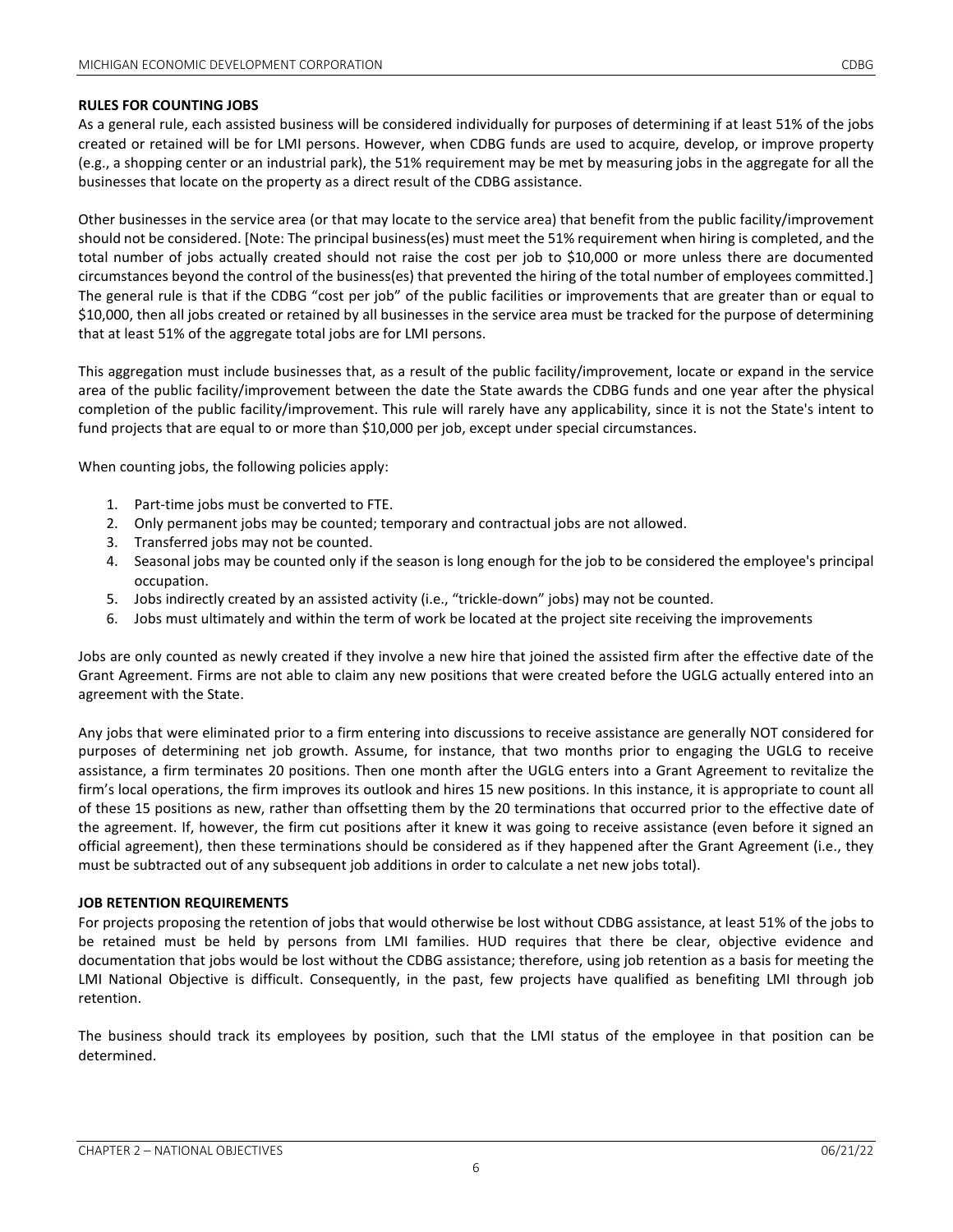## RULES FOR COUNTING JOBS

As a general rule, each assisted business will be considered individually for purposes of determining if at least 51% of the jobs created or retained will be for LMI persons. However, when CDBG funds are used to acquire, develop, or improve property (e.g., a shopping center or an industrial park), the 51% requirement may be met by measuring jobs in the aggregate for all the businesses that locate on the property as a direct result of the CDBG assistance.

Other businesses in the service area (or that may locate to the service area) that benefit from the public facility/improvement should not be considered. [Note: The principal business(es) must meet the 51% requirement when hiring is completed, and the total number of jobs actually created should not raise the cost per job to $10,000 or more unless there are documented circumstances beyond the control of the business(es) that prevented the hiring of the total number of employees committed.] The general rule is that if the CDBG "cost per job" of the public facilities or improvements that are greater than or equal to $10,000, then all jobs created or retained by all businesses in the service area must be tracked for the purpose of determining that at least 51% of the aggregate total jobs are for LMI persons.

This aggregation must include businesses that, as a result of the public facility/improvement, locate or expand in the service area of the public facility/improvement between the date the State awards the CDBG funds and one year after the physical completion of the public facility/improvement. This rule will rarely have any applicability, since it is not the State's intent to fund projects that are equal to or more than $10,000 per job, except under special circumstances.

When counting jobs, the following policies apply:

1. Part-time jobs must be converted to FTE.
2. Only permanent jobs may be counted; temporary and contractual jobs are not allowed.
3. Transferred jobs may not be counted.
4. Seasonal jobs may be counted only if the season is long enough for the job to be considered the employee's principal occupation.
5. Jobs indirectly created by an assisted activity (i.e., "trickle-down" jobs) may not be counted.
6. Jobs must ultimately and within the term of work be located at the project site receiving the improvements

Jobs are only counted as newly created if they involve a new hire that joined the assisted firm after the effective date of the Grant Agreement. Firms are not able to claim any new positions that were created before the UGLG actually entered into an agreement with the State.

Any jobs that were eliminated prior to a firm entering into discussions to receive assistance are generally NOT considered for purposes of determining net job growth. Assume, for instance, that two months prior to engaging the UGLG to receive assistance, a firm terminates 20 positions. Then one month after the UGLG enters into a Grant Agreement to revitalize the firm's local operations, the firm improves its outlook and hires 15 new positions. In this instance, it is appropriate to count all of these 15 positions as new, rather than offsetting them by the 20 terminations that occurred prior to the effective date of the agreement. If, however, the firm cut positions after it knew it was going to receive assistance (even before it signed an official agreement), then these terminations should be considered as if they happened after the Grant Agreement (i.e., they must be subtracted out of any subsequent job additions in order to calculate a net new jobs total).

## JOB RETENTION REQUIREMENTS

For projects proposing the retention of jobs that would otherwise be lost without CDBG assistance, at least 51% of the jobs to be retained must be held by persons from LMI families. HUD requires that there be clear, objective evidence and documentation that jobs would be lost without the CDBG assistance; therefore, using job retention as a basis for meeting the LMI National Objective is difficult. Consequently, in the past, few projects have qualified as benefiting LMI through job retention.

The business should track its employees by position, such that the LMI status of the employee in that position can be determined.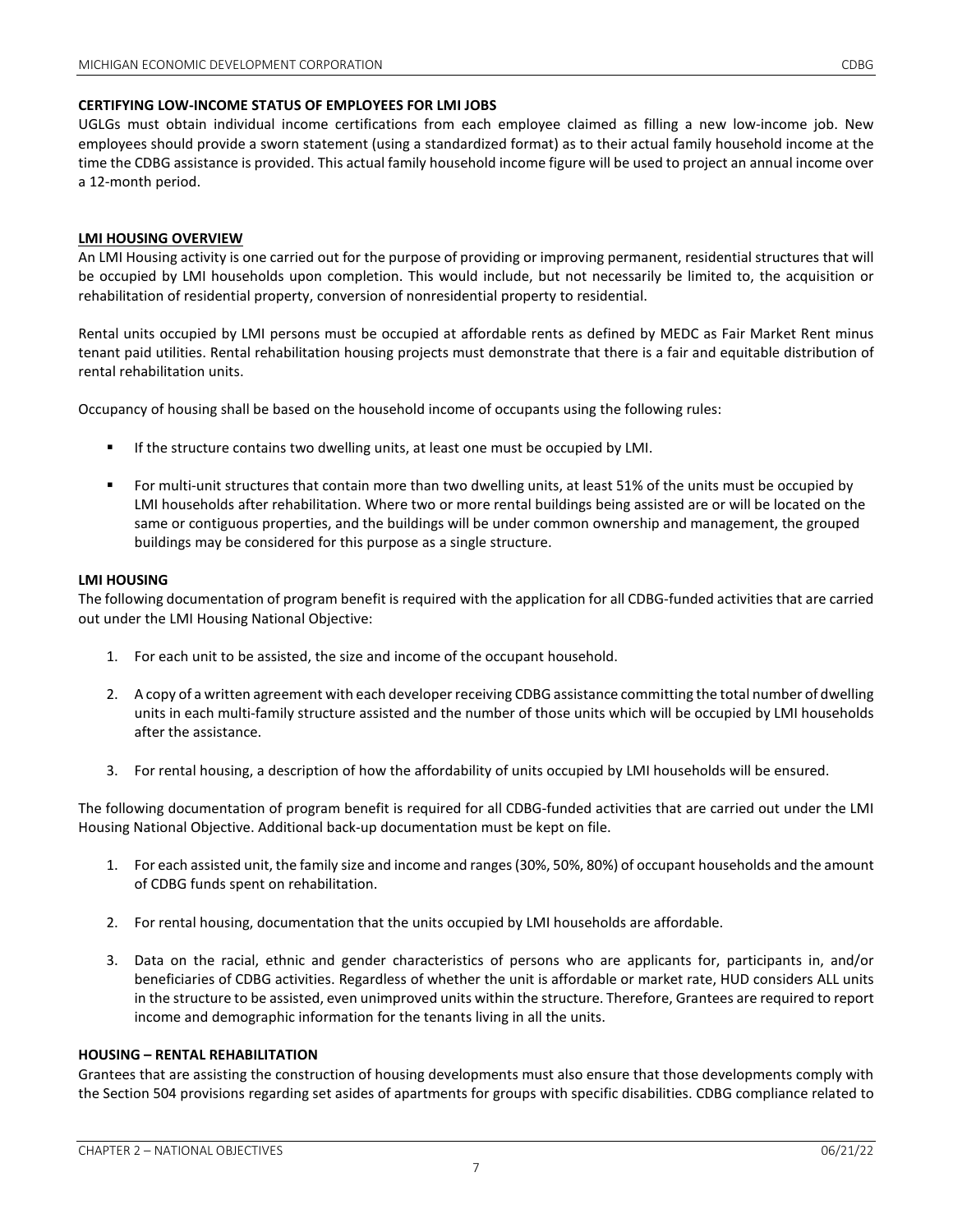**CERTIFYING LOW-INCOME STATUS OF EMPLOYEES FOR LMI JOBS**

UGLGs must obtain individual income certifications from each employee claimed as filling a new low-income job. New employees should provide a sworn statement (using a standardized format) as to their actual family household income at the time the CDBG assistance is provided. This actual family household income figure will be used to project an annual income over a 12-month period.

**LMI HOUSING OVERVIEW**

An LMI Housing activity is one carried out for the purpose of providing or improving permanent, residential structures that will be occupied by LMI households upon completion. This would include, but not necessarily be limited to, the acquisition or rehabilitation of residential property, conversion of nonresidential property to residential.

Rental units occupied by LMI persons must be occupied at affordable rents as defined by MEDC as Fair Market Rent minus tenant paid utilities. Rental rehabilitation housing projects must demonstrate that there is a fair and equitable distribution of rental rehabilitation units.

Occupancy of housing shall be based on the household income of occupants using the following rules:

- If the structure contains two dwelling units, at least one must be occupied by LMI.
- For multi-unit structures that contain more than two dwelling units, at least 51% of the units must be occupied by LMI households after rehabilitation. Where two or more rental buildings being assisted are or will be located on the same or contiguous properties, and the buildings will be under common ownership and management, the grouped buildings may be considered for this purpose as a single structure.

**LMI HOUSING**

The following documentation of program benefit is required with the application for all CDBG-funded activities that are carried out under the LMI Housing National Objective:

1. For each unit to be assisted, the size and income of the occupant household.
2. A copy of a written agreement with each developer receiving CDBG assistance committing the total number of dwelling units in each multi-family structure assisted and the number of those units which will be occupied by LMI households after the assistance.
3. For rental housing, a description of how the affordability of units occupied by LMI households will be ensured.

The following documentation of program benefit is required for all CDBG-funded activities that are carried out under the LMI Housing National Objective. Additional back-up documentation must be kept on file.

1. For each assisted unit, the family size and income and ranges (30%, 50%, 80%) of occupant households and the amount of CDBG funds spent on rehabilitation.
2. For rental housing, documentation that the units occupied by LMI households are affordable.
3. Data on the racial, ethnic and gender characteristics of persons who are applicants for, participants in, and/or beneficiaries of CDBG activities. Regardless of whether the unit is affordable or market rate, HUD considers ALL units in the structure to be assisted, even unimproved units within the structure. Therefore, Grantees are required to report income and demographic information for the tenants living in all the units.

**HOUSING – RENTAL REHABILITATION**

Grantees that are assisting the construction of housing developments must also ensure that those developments comply with the Section 504 provisions regarding set asides of apartments for groups with specific disabilities. CDBG compliance related to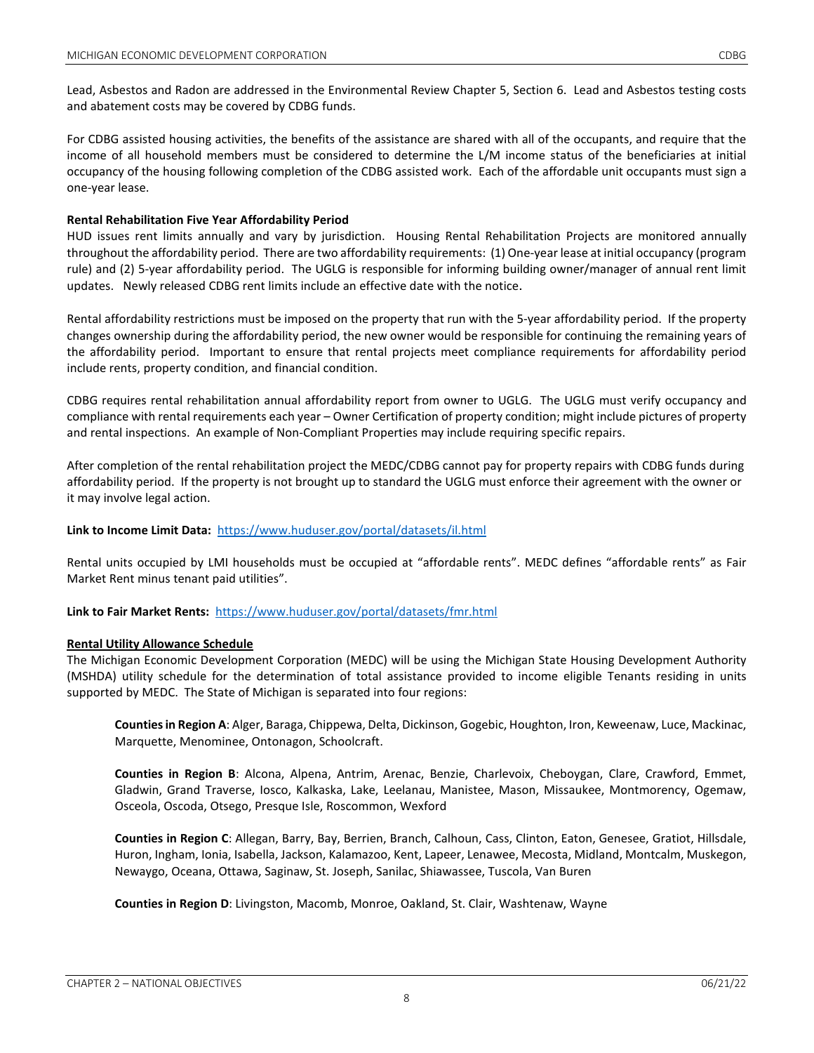Lead, Asbestos and Radon are addressed in the Environmental Review Chapter 5, Section 6. Lead and Asbestos testing costs and abatement costs may be covered by CDBG funds.

For CDBG assisted housing activities, the benefits of the assistance are shared with all of the occupants, and require that the income of all household members must be considered to determine the L/M income status of the beneficiaries at initial occupancy of the housing following completion of the CDBG assisted work. Each of the affordable unit occupants must sign a one-year lease.

**Rental Rehabilitation Five Year Affordability Period**

HUD issues rent limits annually and vary by jurisdiction. Housing Rental Rehabilitation Projects are monitored annually throughout the affordability period. There are two affordability requirements: (1) One-year lease at initial occupancy (program rule) and (2) 5-year affordability period. The UGLG is responsible for informing building owner/manager of annual rent limit updates. Newly released CDBG rent limits include an effective date with the notice.

Rental affordability restrictions must be imposed on the property that run with the 5-year affordability period. If the property changes ownership during the affordability period, the new owner would be responsible for continuing the remaining years of the affordability period. Important to ensure that rental projects meet compliance requirements for affordability period include rents, property condition, and financial condition.

CDBG requires rental rehabilitation annual affordability report from owner to UGLG. The UGLG must verify occupancy and compliance with rental requirements each year – Owner Certification of property condition; might include pictures of property and rental inspections. An example of Non-Compliant Properties may include requiring specific repairs.

After completion of the rental rehabilitation project the MEDC/CDBG cannot pay for property repairs with CDBG funds during affordability period. If the property is not brought up to standard the UGLG must enforce their agreement with the owner or it may involve legal action.

**Link to Income Limit Data:** https://www.huduser.gov/portal/datasets/il.html

Rental units occupied by LMI households must be occupied at "affordable rents". MEDC defines "affordable rents" as Fair Market Rent minus tenant paid utilities".

**Link to Fair Market Rents:** https://www.huduser.gov/portal/datasets/fmr.html

**Rental Utility Allowance Schedule**

The Michigan Economic Development Corporation (MEDC) will be using the Michigan State Housing Development Authority (MSHDA) utility schedule for the determination of total assistance provided to income eligible Tenants residing in units supported by MEDC. The State of Michigan is separated into four regions:

**Counties in Region A**: Alger, Baraga, Chippewa, Delta, Dickinson, Gogebic, Houghton, Iron, Keweenaw, Luce, Mackinac, Marquette, Menominee, Ontonagon, Schoolcraft.

**Counties in Region B**: Alcona, Alpena, Antrim, Arenac, Benzie, Charlevoix, Cheboygan, Clare, Crawford, Emmet, Gladwin, Grand Traverse, Iosco, Kalkaska, Lake, Leelanau, Manistee, Mason, Missaukee, Montmorency, Ogemaw, Osceola, Oscoda, Otsego, Presque Isle, Roscommon, Wexford

**Counties in Region C**: Allegan, Barry, Bay, Berrien, Branch, Calhoun, Cass, Clinton, Eaton, Genesee, Gratiot, Hillsdale, Huron, Ingham, Ionia, Isabella, Jackson, Kalamazoo, Kent, Lapeer, Lenawee, Mecosta, Midland, Montcalm, Muskegon, Newaygo, Oceana, Ottawa, Saginaw, St. Joseph, Sanilac, Shiawassee, Tuscola, Van Buren

**Counties in Region D**: Livingston, Macomb, Monroe, Oakland, St. Clair, Washtenaw, Wayne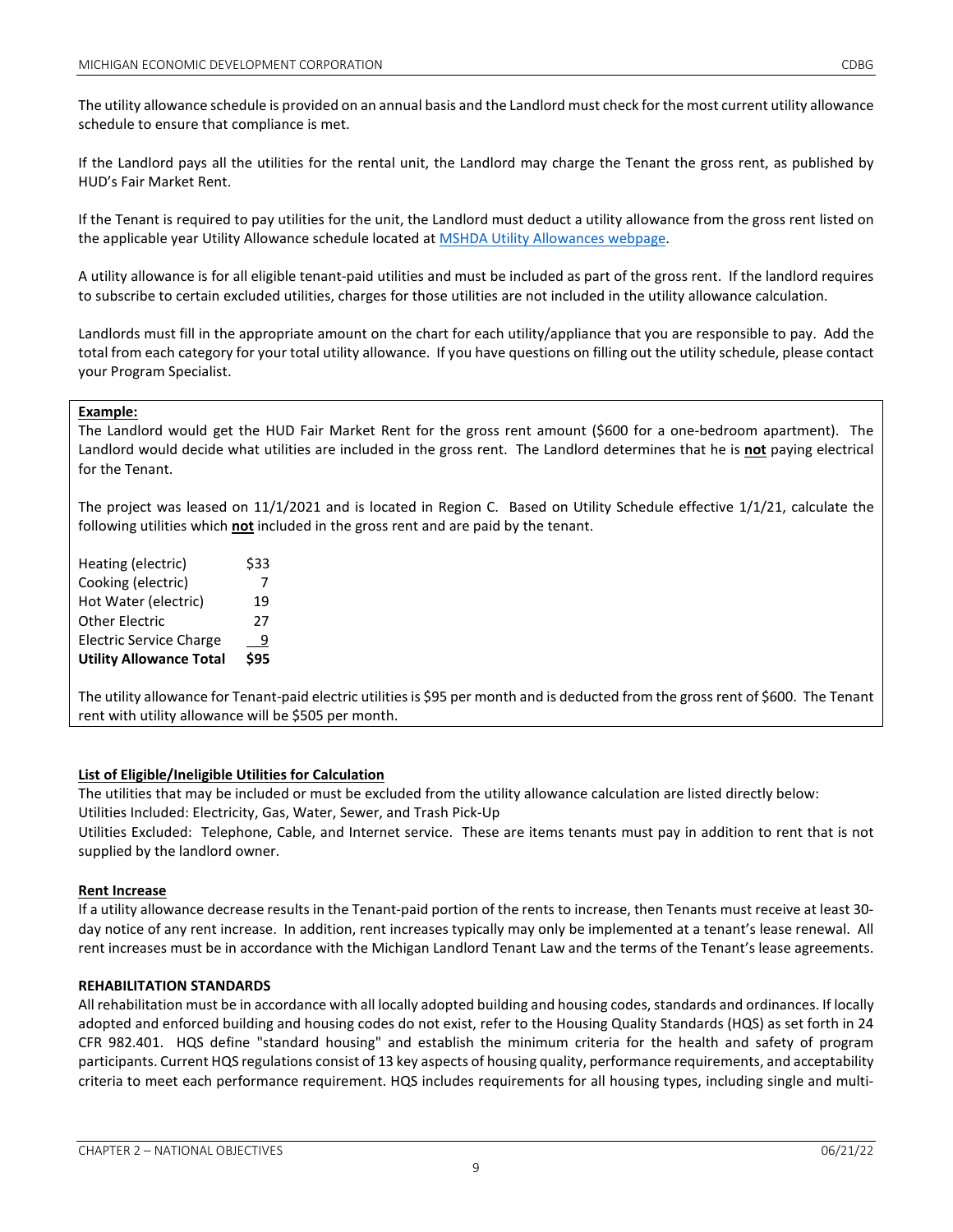The utility allowance schedule is provided on an annual basis and the Landlord must check for the most current utility allowance schedule to ensure that compliance is met.

If the Landlord pays all the utilities for the rental unit, the Landlord may charge the Tenant the gross rent, as published by HUD's Fair Market Rent.

If the Tenant is required to pay utilities for the unit, the Landlord must deduct a utility allowance from the gross rent listed on the applicable year Utility Allowance schedule located at [MSHDA Utility Allowances webpage].

A utility allowance is for all eligible tenant-paid utilities and must be included as part of the gross rent. If the landlord requires to subscribe to certain excluded utilities, charges for those utilities are not included in the utility allowance calculation.

Landlords must fill in the appropriate amount on the chart for each utility/appliance that you are responsible to pay. Add the total from each category for your total utility allowance. If you have questions on filling out the utility schedule, please contact your Program Specialist.

**Example:**

The Landlord would get the HUD Fair Market Rent for the gross rent amount ($600 for a one-bedroom apartment). The Landlord would decide what utilities are included in the gross rent. The Landlord determines that he is **not** paying electrical for the Tenant.

The project was leased on 11/1/2021 and is located in Region C. Based on Utility Schedule effective 1/1/21, calculate the following utilities which **not** included in the gross rent and are paid by the tenant.

| | |
|---|---|
| Heating (electric) | $33 |
| Cooking (electric) | 7 |
| Hot Water (electric) | 19 |
| Other Electric | 27 |
| Electric Service Charge | 9 |
| **Utility Allowance Total** | **$95** |

The utility allowance for Tenant-paid electric utilities is $95 per month and is deducted from the gross rent of $600. The Tenant rent with utility allowance will be $505 per month.

**List of Eligible/Ineligible Utilities for Calculation**

The utilities that may be included or must be excluded from the utility allowance calculation are listed directly below:

Utilities Included: Electricity, Gas, Water, Sewer, and Trash Pick-Up

Utilities Excluded: Telephone, Cable, and Internet service. These are items tenants must pay in addition to rent that is not supplied by the landlord owner.

**Rent Increase**

If a utility allowance decrease results in the Tenant-paid portion of the rents to increase, then Tenants must receive at least 30-day notice of any rent increase. In addition, rent increases typically may only be implemented at a tenant's lease renewal. All rent increases must be in accordance with the Michigan Landlord Tenant Law and the terms of the Tenant's lease agreements.

**REHABILITATION STANDARDS**

All rehabilitation must be in accordance with all locally adopted building and housing codes, standards and ordinances. If locally adopted and enforced building and housing codes do not exist, refer to the Housing Quality Standards (HQS) as set forth in 24 CFR 982.401. HQS define "standard housing" and establish the minimum criteria for the health and safety of program participants. Current HQS regulations consist of 13 key aspects of housing quality, performance requirements, and acceptability criteria to meet each performance requirement. HQS includes requirements for all housing types, including single and multi-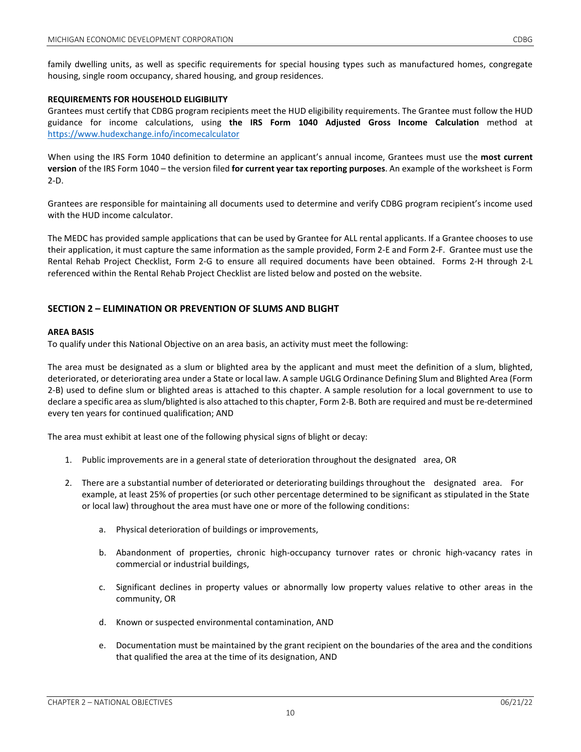family dwelling units, as well as specific requirements for special housing types such as manufactured homes, congregate housing, single room occupancy, shared housing, and group residences.

**REQUIREMENTS FOR HOUSEHOLD ELIGIBILITY**

Grantees must certify that CDBG program recipients meet the HUD eligibility requirements. The Grantee must follow the HUD guidance for income calculations, using **the IRS Form 1040 Adjusted Gross Income Calculation** method at https://www.hudexchange.info/incomecalculator

When using the IRS Form 1040 definition to determine an applicant's annual income, Grantees must use the **most current version** of the IRS Form 1040 – the version filed **for current year tax reporting purposes**. An example of the worksheet is Form 2-D.

Grantees are responsible for maintaining all documents used to determine and verify CDBG program recipient's income used with the HUD income calculator.

The MEDC has provided sample applications that can be used by Grantee for ALL rental applicants. If a Grantee chooses to use their application, it must capture the same information as the sample provided, Form 2-E and Form 2-F. Grantee must use the Rental Rehab Project Checklist, Form 2-G to ensure all required documents have been obtained. Forms 2-H through 2-L referenced within the Rental Rehab Project Checklist are listed below and posted on the website.

## SECTION 2 – ELIMINATION OR PREVENTION OF SLUMS AND BLIGHT

**AREA BASIS**

To qualify under this National Objective on an area basis, an activity must meet the following:

The area must be designated as a slum or blighted area by the applicant and must meet the definition of a slum, blighted, deteriorated, or deteriorating area under a State or local law. A sample UGLG Ordinance Defining Slum and Blighted Area (Form 2-B) used to define slum or blighted areas is attached to this chapter. A sample resolution for a local government to use to declare a specific area as slum/blighted is also attached to this chapter, Form 2-B. Both are required and must be re-determined every ten years for continued qualification; AND

The area must exhibit at least one of the following physical signs of blight or decay:

1. Public improvements are in a general state of deterioration throughout the designated area, OR
2. There are a substantial number of deteriorated or deteriorating buildings throughout the designated area. For example, at least 25% of properties (or such other percentage determined to be significant as stipulated in the State or local law) throughout the area must have one or more of the following conditions:
    a. Physical deterioration of buildings or improvements,
    b. Abandonment of properties, chronic high-occupancy turnover rates or chronic high-vacancy rates in commercial or industrial buildings,
    c. Significant declines in property values or abnormally low property values relative to other areas in the community, OR
    d. Known or suspected environmental contamination, AND
    e. Documentation must be maintained by the grant recipient on the boundaries of the area and the conditions that qualified the area at the time of its designation, AND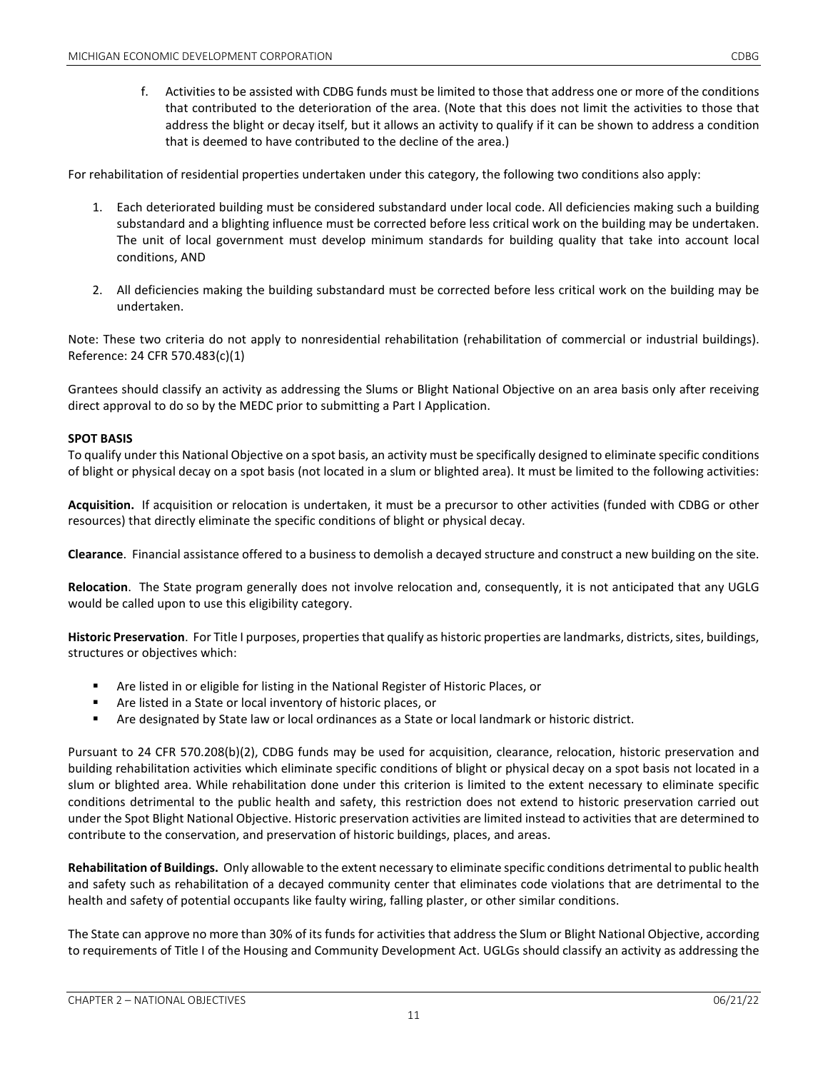f. Activities to be assisted with CDBG funds must be limited to those that address one or more of the conditions that contributed to the deterioration of the area. (Note that this does not limit the activities to those that address the blight or decay itself, but it allows an activity to qualify if it can be shown to address a condition that is deemed to have contributed to the decline of the area.)

For rehabilitation of residential properties undertaken under this category, the following two conditions also apply:

1. Each deteriorated building must be considered substandard under local code. All deficiencies making such a building substandard and a blighting influence must be corrected before less critical work on the building may be undertaken. The unit of local government must develop minimum standards for building quality that take into account local conditions, AND

2. All deficiencies making the building substandard must be corrected before less critical work on the building may be undertaken.

Note: These two criteria do not apply to nonresidential rehabilitation (rehabilitation of commercial or industrial buildings). Reference: 24 CFR 570.483(c)(1)

Grantees should classify an activity as addressing the Slums or Blight National Objective on an area basis only after receiving direct approval to do so by the MEDC prior to submitting a Part I Application.

**SPOT BASIS**

To qualify under this National Objective on a spot basis, an activity must be specifically designed to eliminate specific conditions of blight or physical decay on a spot basis (not located in a slum or blighted area). It must be limited to the following activities:

**Acquisition.** If acquisition or relocation is undertaken, it must be a precursor to other activities (funded with CDBG or other resources) that directly eliminate the specific conditions of blight or physical decay.

**Clearance**. Financial assistance offered to a business to demolish a decayed structure and construct a new building on the site.

**Relocation**. The State program generally does not involve relocation and, consequently, it is not anticipated that any UGLG would be called upon to use this eligibility category.

**Historic Preservation**. For Title I purposes, properties that qualify as historic properties are landmarks, districts, sites, buildings, structures or objectives which:

- Are listed in or eligible for listing in the National Register of Historic Places, or
- Are listed in a State or local inventory of historic places, or
- Are designated by State law or local ordinances as a State or local landmark or historic district.

Pursuant to 24 CFR 570.208(b)(2), CDBG funds may be used for acquisition, clearance, relocation, historic preservation and building rehabilitation activities which eliminate specific conditions of blight or physical decay on a spot basis not located in a slum or blighted area. While rehabilitation done under this criterion is limited to the extent necessary to eliminate specific conditions detrimental to the public health and safety, this restriction does not extend to historic preservation carried out under the Spot Blight National Objective. Historic preservation activities are limited instead to activities that are determined to contribute to the conservation, and preservation of historic buildings, places, and areas.

**Rehabilitation of Buildings.** Only allowable to the extent necessary to eliminate specific conditions detrimental to public health and safety such as rehabilitation of a decayed community center that eliminates code violations that are detrimental to the health and safety of potential occupants like faulty wiring, falling plaster, or other similar conditions.

The State can approve no more than 30% of its funds for activities that address the Slum or Blight National Objective, according to requirements of Title I of the Housing and Community Development Act. UGLGs should classify an activity as addressing the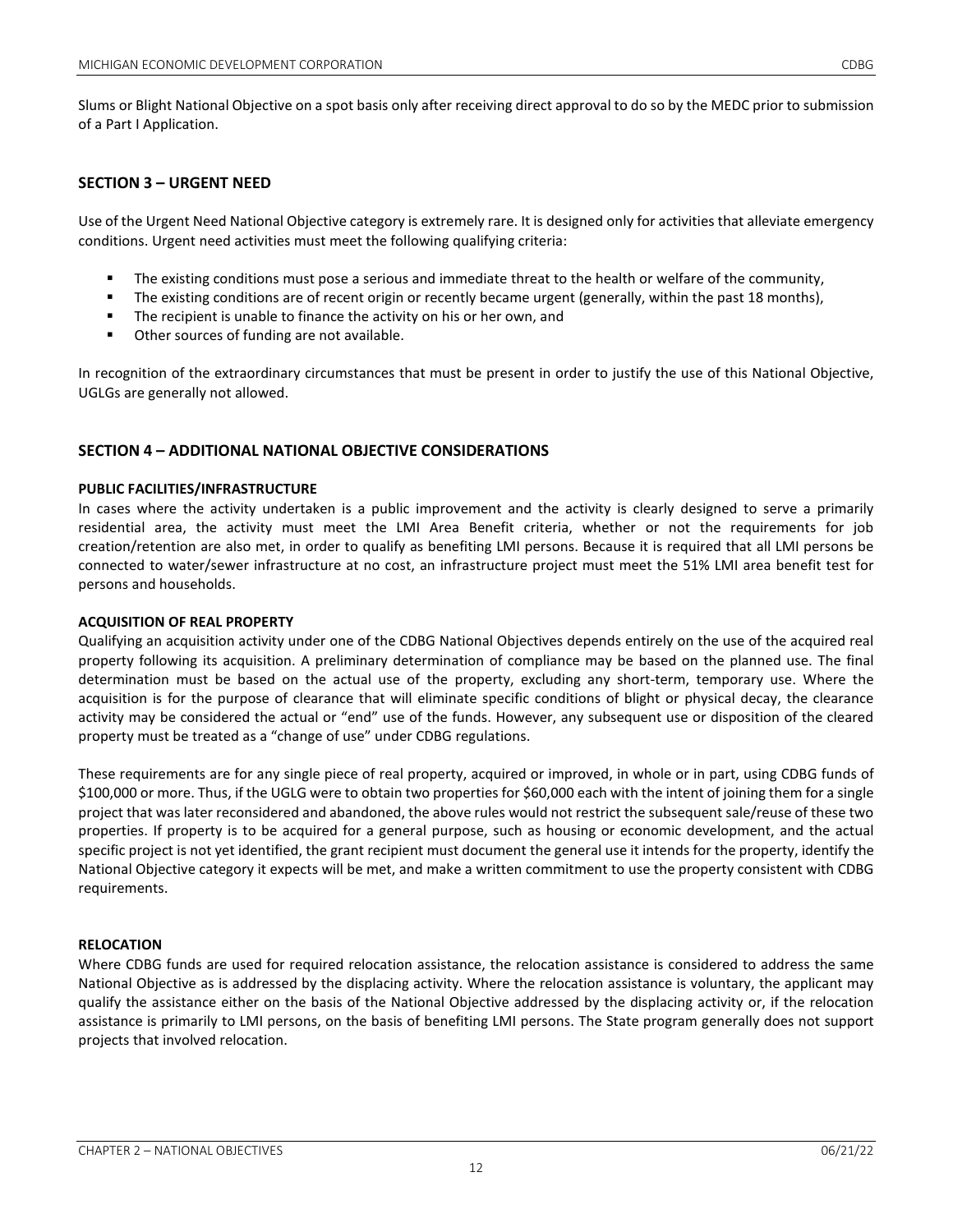Slums or Blight National Objective on a spot basis only after receiving direct approval to do so by the MEDC prior to submission of a Part I Application.

## SECTION 3 – URGENT NEED

Use of the Urgent Need National Objective category is extremely rare. It is designed only for activities that alleviate emergency conditions. Urgent need activities must meet the following qualifying criteria:

- The existing conditions must pose a serious and immediate threat to the health or welfare of the community,
- The existing conditions are of recent origin or recently became urgent (generally, within the past 18 months),
- The recipient is unable to finance the activity on his or her own, and
- Other sources of funding are not available.

In recognition of the extraordinary circumstances that must be present in order to justify the use of this National Objective, UGLGs are generally not allowed.

## SECTION 4 – ADDITIONAL NATIONAL OBJECTIVE CONSIDERATIONS

**PUBLIC FACILITIES/INFRASTRUCTURE**

In cases where the activity undertaken is a public improvement and the activity is clearly designed to serve a primarily residential area, the activity must meet the LMI Area Benefit criteria, whether or not the requirements for job creation/retention are also met, in order to qualify as benefiting LMI persons. Because it is required that all LMI persons be connected to water/sewer infrastructure at no cost, an infrastructure project must meet the 51% LMI area benefit test for persons and households.

**ACQUISITION OF REAL PROPERTY**

Qualifying an acquisition activity under one of the CDBG National Objectives depends entirely on the use of the acquired real property following its acquisition. A preliminary determination of compliance may be based on the planned use. The final determination must be based on the actual use of the property, excluding any short-term, temporary use. Where the acquisition is for the purpose of clearance that will eliminate specific conditions of blight or physical decay, the clearance activity may be considered the actual or "end" use of the funds. However, any subsequent use or disposition of the cleared property must be treated as a "change of use" under CDBG regulations.

These requirements are for any single piece of real property, acquired or improved, in whole or in part, using CDBG funds of $100,000 or more. Thus, if the UGLG were to obtain two properties for $60,000 each with the intent of joining them for a single project that was later reconsidered and abandoned, the above rules would not restrict the subsequent sale/reuse of these two properties. If property is to be acquired for a general purpose, such as housing or economic development, and the actual specific project is not yet identified, the grant recipient must document the general use it intends for the property, identify the National Objective category it expects will be met, and make a written commitment to use the property consistent with CDBG requirements.

**RELOCATION**

Where CDBG funds are used for required relocation assistance, the relocation assistance is considered to address the same National Objective as is addressed by the displacing activity. Where the relocation assistance is voluntary, the applicant may qualify the assistance either on the basis of the National Objective addressed by the displacing activity or, if the relocation assistance is primarily to LMI persons, on the basis of benefiting LMI persons. The State program generally does not support projects that involved relocation.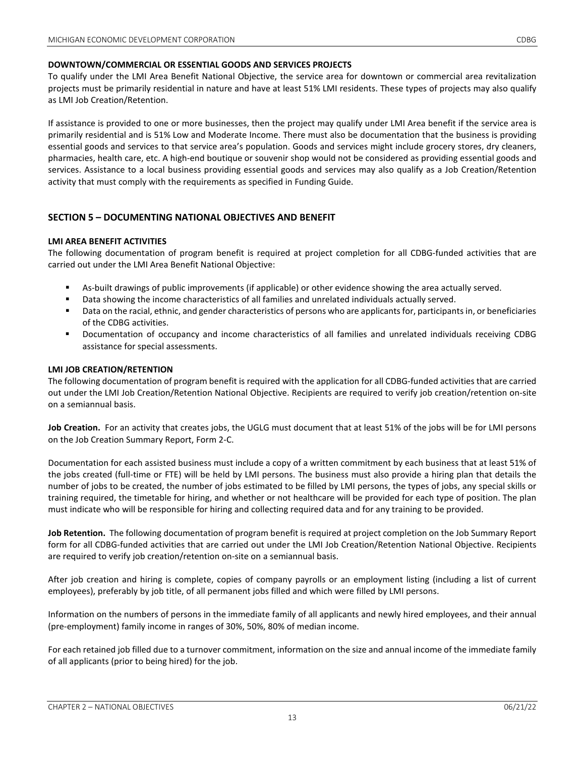### DOWNTOWN/COMMERCIAL OR ESSENTIAL GOODS AND SERVICES PROJECTS

To qualify under the LMI Area Benefit National Objective, the service area for downtown or commercial area revitalization projects must be primarily residential in nature and have at least 51% LMI residents. These types of projects may also qualify as LMI Job Creation/Retention.

If assistance is provided to one or more businesses, then the project may qualify under LMI Area benefit if the service area is primarily residential and is 51% Low and Moderate Income. There must also be documentation that the business is providing essential goods and services to that service area's population. Goods and services might include grocery stores, dry cleaners, pharmacies, health care, etc. A high-end boutique or souvenir shop would not be considered as providing essential goods and services. Assistance to a local business providing essential goods and services may also qualify as a Job Creation/Retention activity that must comply with the requirements as specified in Funding Guide.

## SECTION 5 – DOCUMENTING NATIONAL OBJECTIVES AND BENEFIT

### LMI AREA BENEFIT ACTIVITIES

The following documentation of program benefit is required at project completion for all CDBG-funded activities that are carried out under the LMI Area Benefit National Objective:

- As-built drawings of public improvements (if applicable) or other evidence showing the area actually served.
- Data showing the income characteristics of all families and unrelated individuals actually served.
- Data on the racial, ethnic, and gender characteristics of persons who are applicants for, participants in, or beneficiaries of the CDBG activities.
- Documentation of occupancy and income characteristics of all families and unrelated individuals receiving CDBG assistance for special assessments.

### LMI JOB CREATION/RETENTION

The following documentation of program benefit is required with the application for all CDBG-funded activities that are carried out under the LMI Job Creation/Retention National Objective. Recipients are required to verify job creation/retention on-site on a semiannual basis.

**Job Creation.** For an activity that creates jobs, the UGLG must document that at least 51% of the jobs will be for LMI persons on the Job Creation Summary Report, Form 2-C.

Documentation for each assisted business must include a copy of a written commitment by each business that at least 51% of the jobs created (full-time or FTE) will be held by LMI persons. The business must also provide a hiring plan that details the number of jobs to be created, the number of jobs estimated to be filled by LMI persons, the types of jobs, any special skills or training required, the timetable for hiring, and whether or not healthcare will be provided for each type of position. The plan must indicate who will be responsible for hiring and collecting required data and for any training to be provided.

**Job Retention.** The following documentation of program benefit is required at project completion on the Job Summary Report form for all CDBG-funded activities that are carried out under the LMI Job Creation/Retention National Objective. Recipients are required to verify job creation/retention on-site on a semiannual basis.

After job creation and hiring is complete, copies of company payrolls or an employment listing (including a list of current employees), preferably by job title, of all permanent jobs filled and which were filled by LMI persons.

Information on the numbers of persons in the immediate family of all applicants and newly hired employees, and their annual (pre-employment) family income in ranges of 30%, 50%, 80% of median income.

For each retained job filled due to a turnover commitment, information on the size and annual income of the immediate family of all applicants (prior to being hired) for the job.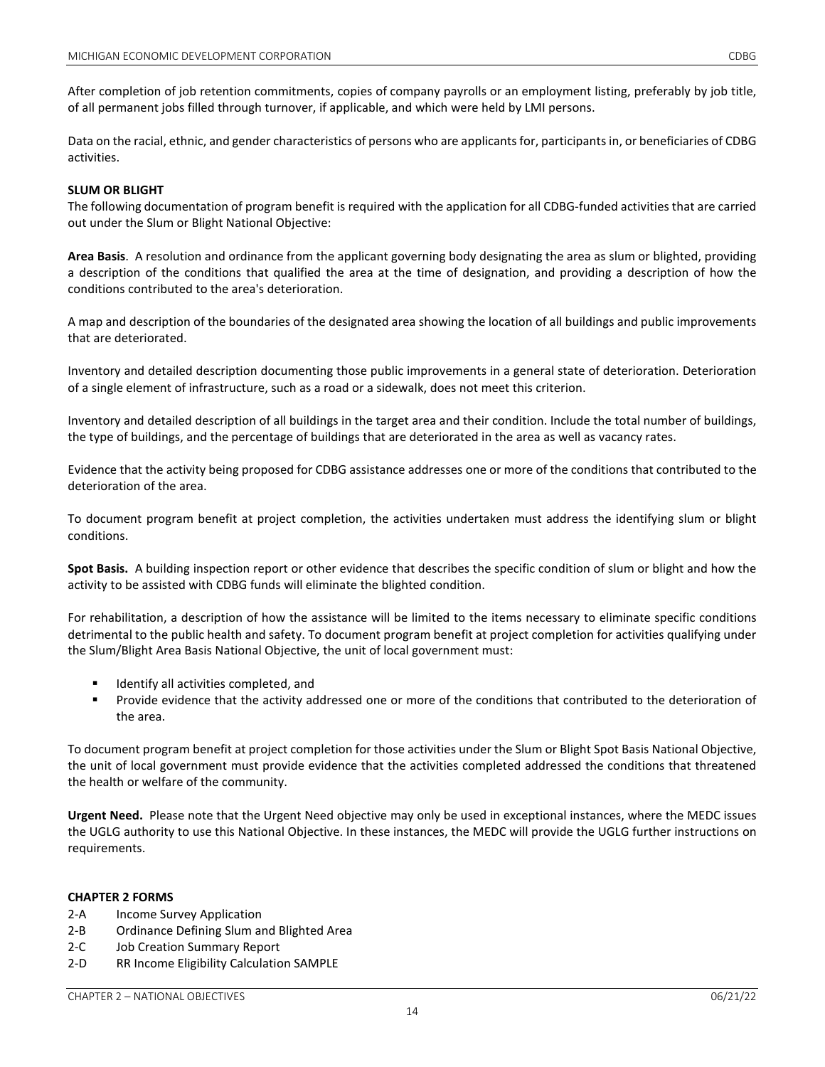After completion of job retention commitments, copies of company payrolls or an employment listing, preferably by job title, of all permanent jobs filled through turnover, if applicable, and which were held by LMI persons.

Data on the racial, ethnic, and gender characteristics of persons who are applicants for, participants in, or beneficiaries of CDBG activities.

**SLUM OR BLIGHT**

The following documentation of program benefit is required with the application for all CDBG-funded activities that are carried out under the Slum or Blight National Objective:

**Area Basis**. A resolution and ordinance from the applicant governing body designating the area as slum or blighted, providing a description of the conditions that qualified the area at the time of designation, and providing a description of how the conditions contributed to the area's deterioration.

A map and description of the boundaries of the designated area showing the location of all buildings and public improvements that are deteriorated.

Inventory and detailed description documenting those public improvements in a general state of deterioration. Deterioration of a single element of infrastructure, such as a road or a sidewalk, does not meet this criterion.

Inventory and detailed description of all buildings in the target area and their condition. Include the total number of buildings, the type of buildings, and the percentage of buildings that are deteriorated in the area as well as vacancy rates.

Evidence that the activity being proposed for CDBG assistance addresses one or more of the conditions that contributed to the deterioration of the area.

To document program benefit at project completion, the activities undertaken must address the identifying slum or blight conditions.

**Spot Basis.** A building inspection report or other evidence that describes the specific condition of slum or blight and how the activity to be assisted with CDBG funds will eliminate the blighted condition.

For rehabilitation, a description of how the assistance will be limited to the items necessary to eliminate specific conditions detrimental to the public health and safety. To document program benefit at project completion for activities qualifying under the Slum/Blight Area Basis National Objective, the unit of local government must:

- Identify all activities completed, and
- Provide evidence that the activity addressed one or more of the conditions that contributed to the deterioration of the area.

To document program benefit at project completion for those activities under the Slum or Blight Spot Basis National Objective, the unit of local government must provide evidence that the activities completed addressed the conditions that threatened the health or welfare of the community.

**Urgent Need.** Please note that the Urgent Need objective may only be used in exceptional instances, where the MEDC issues the UGLG authority to use this National Objective. In these instances, the MEDC will provide the UGLG further instructions on requirements.

**CHAPTER 2 FORMS**

- 2-A Income Survey Application
- 2-B Ordinance Defining Slum and Blighted Area
- 2-C Job Creation Summary Report
- 2-D RR Income Eligibility Calculation SAMPLE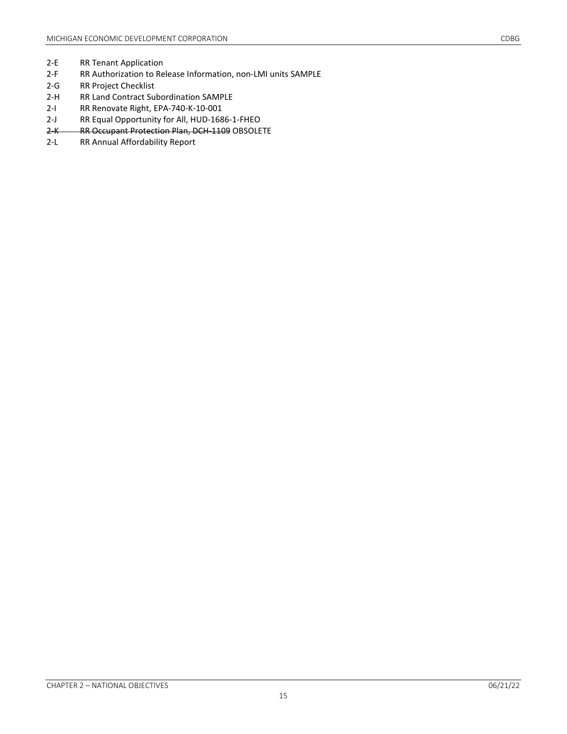2-E RR Tenant Application
2-F RR Authorization to Release Information, non-LMI units SAMPLE
2-G RR Project Checklist
2-H RR Land Contract Subordination SAMPLE
2-I RR Renovate Right, EPA-740-K-10-001
2-J RR Equal Opportunity for All, HUD-1686-1-FHEO
~~2-K RR Occupant Protection Plan, DCH-1109~~ OBSOLETE
2-L RR Annual Affordability Report